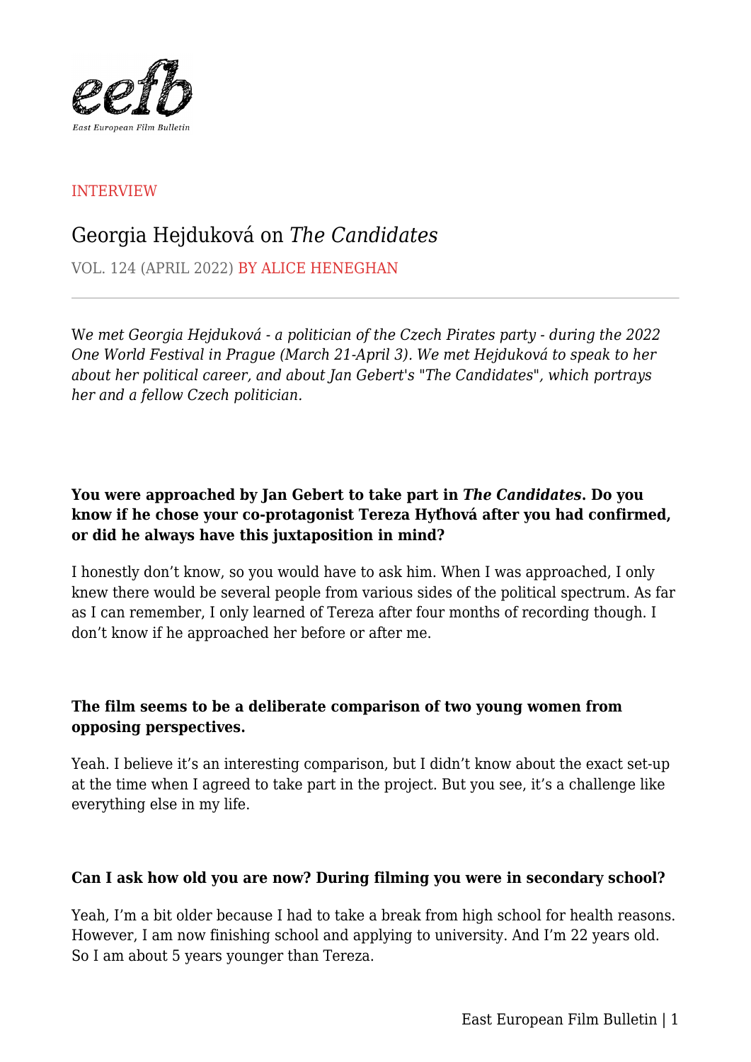INTERVIEW

# Georgia Hejduková on *The Candidates*

VOL. 124 (APRIL 2022) BY ALICE HENEGHAN

*We met Georgia Hejduková - a politician of the Czech Pirates party - during the 2022 One World Festival in Prague (March 21-April 3). We met Hejduková to speak to her about her political career, and about Jan Gebert's "The Candidates", which portrays her and a fellow Czech politician.*

**You were approached by Jan Gebert to take part in *The Candidates*. Do you know if he chose your co-protagonist Tereza Hyťhová after you had confirmed, or did he always have this juxtaposition in mind?**

I honestly don't know, so you would have to ask him. When I was approached, I only knew there would be several people from various sides of the political spectrum. As far as I can remember, I only learned of Tereza after four months of recording though. I don't know if he approached her before or after me.

**The film seems to be a deliberate comparison of two young women from opposing perspectives.**

Yeah. I believe it's an interesting comparison, but I didn't know about the exact set-up at the time when I agreed to take part in the project. But you see, it's a challenge like everything else in my life.

**Can I ask how old you are now? During filming you were in secondary school?**

Yeah, I'm a bit older because I had to take a break from high school for health reasons. However, I am now finishing school and applying to university. And I'm 22 years old. So I am about 5 years younger than Tereza.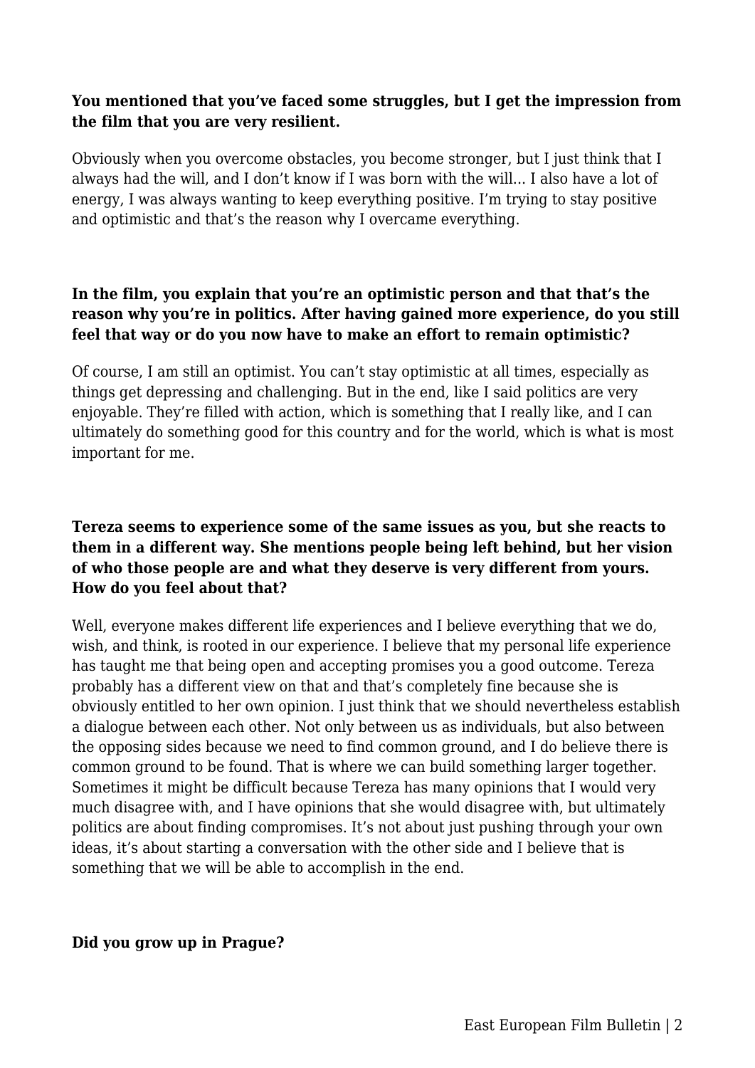**You mentioned that you've faced some struggles, but I get the impression from the film that you are very resilient.**

Obviously when you overcome obstacles, you become stronger, but I just think that I always had the will, and I don't know if I was born with the will... I also have a lot of energy, I was always wanting to keep everything positive. I'm trying to stay positive and optimistic and that's the reason why I overcame everything.

**In the film, you explain that you're an optimistic person and that that's the reason why you're in politics. After having gained more experience, do you still feel that way or do you now have to make an effort to remain optimistic?**

Of course, I am still an optimist. You can't stay optimistic at all times, especially as things get depressing and challenging. But in the end, like I said politics are very enjoyable. They're filled with action, which is something that I really like, and I can ultimately do something good for this country and for the world, which is what is most important for me.

**Tereza seems to experience some of the same issues as you, but she reacts to them in a different way. She mentions people being left behind, but her vision of who those people are and what they deserve is very different from yours. How do you feel about that?**

Well, everyone makes different life experiences and I believe everything that we do, wish, and think, is rooted in our experience. I believe that my personal life experience has taught me that being open and accepting promises you a good outcome. Tereza probably has a different view on that and that's completely fine because she is obviously entitled to her own opinion. I just think that we should nevertheless establish a dialogue between each other. Not only between us as individuals, but also between the opposing sides because we need to find common ground, and I do believe there is common ground to be found. That is where we can build something larger together. Sometimes it might be difficult because Tereza has many opinions that I would very much disagree with, and I have opinions that she would disagree with, but ultimately politics are about finding compromises. It's not about just pushing through your own ideas, it's about starting a conversation with the other side and I believe that is something that we will be able to accomplish in the end.

**Did you grow up in Prague?**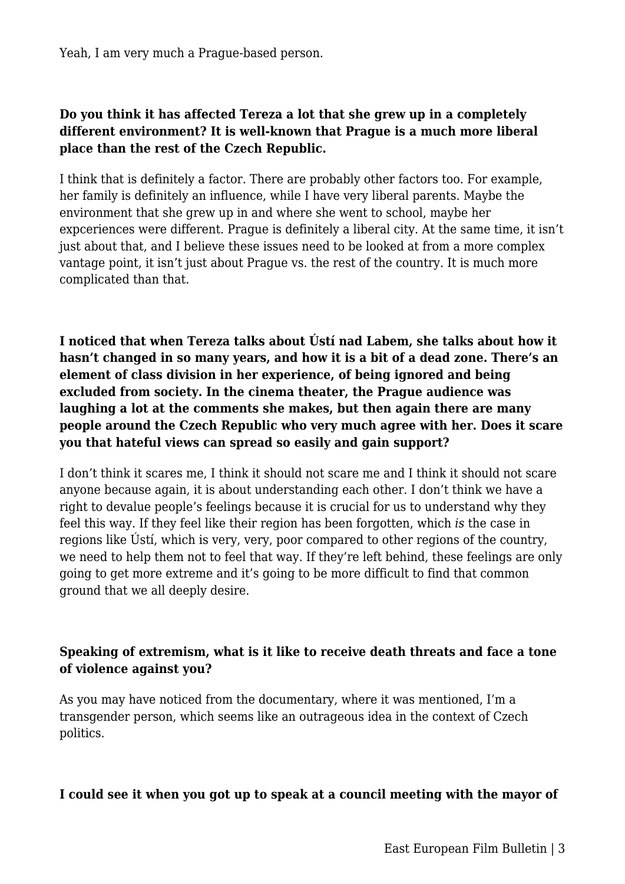Yeah, I am very much a Prague-based person.

**Do you think it has affected Tereza a lot that she grew up in a completely different environment? It is well-known that Prague is a much more liberal place than the rest of the Czech Republic.**

I think that is definitely a factor. There are probably other factors too. For example, her family is definitely an influence, while I have very liberal parents. Maybe the environment that she grew up in and where she went to school, maybe her expceriences were different. Prague is definitely a liberal city. At the same time, it isn't just about that, and I believe these issues need to be looked at from a more complex vantage point, it isn't just about Prague vs. the rest of the country. It is much more complicated than that.

**I noticed that when Tereza talks about Ústí nad Labem, she talks about how it hasn't changed in so many years, and how it is a bit of a dead zone. There's an element of class division in her experience, of being ignored and being excluded from society. In the cinema theater, the Prague audience was laughing a lot at the comments she makes, but then again there are many people around the Czech Republic who very much agree with her. Does it scare you that hateful views can spread so easily and gain support?**

I don't think it scares me, I think it should not scare me and I think it should not scare anyone because again, it is about understanding each other. I don't think we have a right to devalue people's feelings because it is crucial for us to understand why they feel this way. If they feel like their region has been forgotten, which *is* the case in regions like Ústí, which is very, very, poor compared to other regions of the country, we need to help them not to feel that way. If they're left behind, these feelings are only going to get more extreme and it's going to be more difficult to find that common ground that we all deeply desire.

**Speaking of extremism, what is it like to receive death threats and face a tone of violence against you?**

As you may have noticed from the documentary, where it was mentioned, I'm a transgender person, which seems like an outrageous idea in the context of Czech politics.

**I could see it when you got up to speak at a council meeting with the mayor of**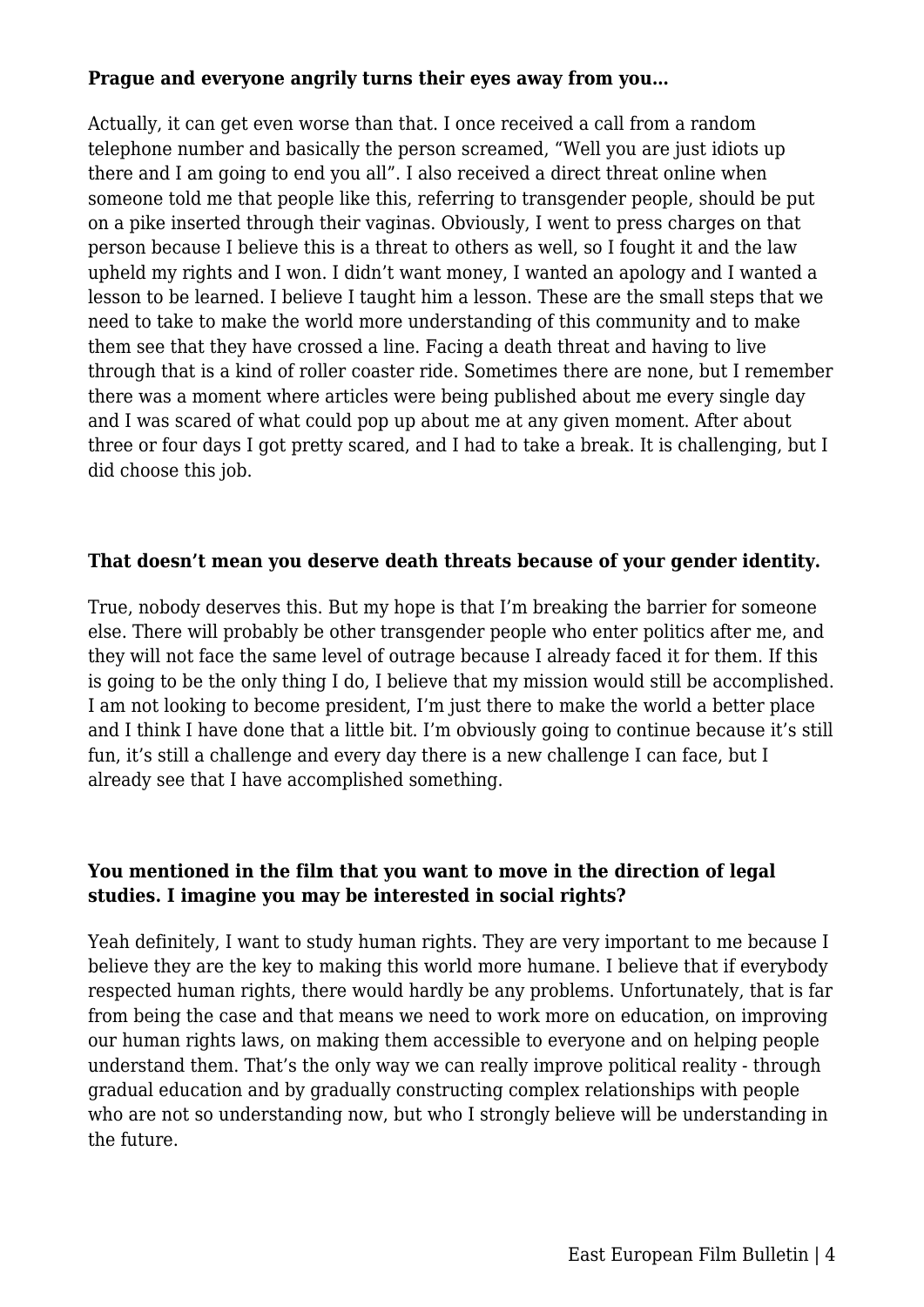**Prague and everyone angrily turns their eyes away from you…**

Actually, it can get even worse than that. I once received a call from a random telephone number and basically the person screamed, “Well you are just idiots up there and I am going to end you all”. I also received a direct threat online when someone told me that people like this, referring to transgender people, should be put on a pike inserted through their vaginas. Obviously, I went to press charges on that person because I believe this is a threat to others as well, so I fought it and the law upheld my rights and I won. I didn’t want money, I wanted an apology and I wanted a lesson to be learned. I believe I taught him a lesson. These are the small steps that we need to take to make the world more understanding of this community and to make them see that they have crossed a line. Facing a death threat and having to live through that is a kind of roller coaster ride. Sometimes there are none, but I remember there was a moment where articles were being published about me every single day and I was scared of what could pop up about me at any given moment. After about three or four days I got pretty scared, and I had to take a break. It is challenging, but I did choose this job.

**That doesn’t mean you deserve death threats because of your gender identity.**

True, nobody deserves this. But my hope is that I’m breaking the barrier for someone else. There will probably be other transgender people who enter politics after me, and they will not face the same level of outrage because I already faced it for them. If this is going to be the only thing I do, I believe that my mission would still be accomplished. I am not looking to become president, I’m just there to make the world a better place and I think I have done that a little bit. I’m obviously going to continue because it’s still fun, it’s still a challenge and every day there is a new challenge I can face, but I already see that I have accomplished something.

**You mentioned in the film that you want to move in the direction of legal studies. I imagine you may be interested in social rights?**

Yeah definitely, I want to study human rights. They are very important to me because I believe they are the key to making this world more humane. I believe that if everybody respected human rights, there would hardly be any problems. Unfortunately, that is far from being the case and that means we need to work more on education, on improving our human rights laws, on making them accessible to everyone and on helping people understand them. That’s the only way we can really improve political reality - through gradual education and by gradually constructing complex relationships with people who are not so understanding now, but who I strongly believe will be understanding in the future.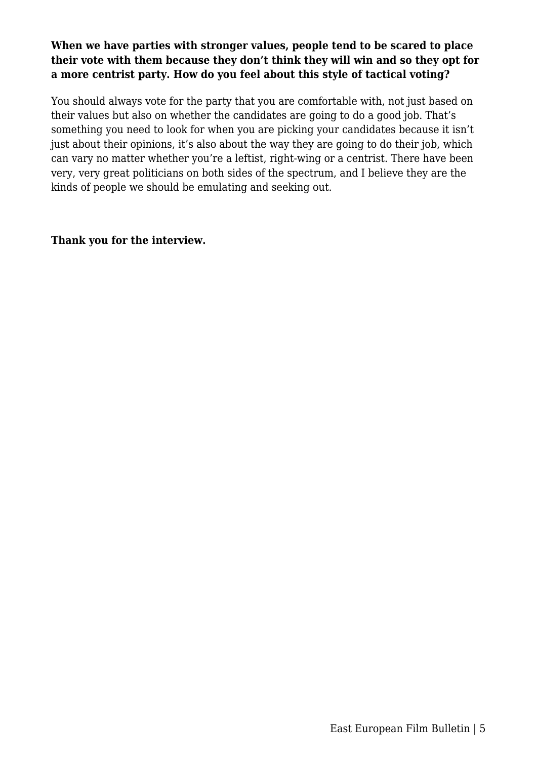**When we have parties with stronger values, people tend to be scared to place their vote with them because they don't think they will win and so they opt for a more centrist party. How do you feel about this style of tactical voting?**

You should always vote for the party that you are comfortable with, not just based on their values but also on whether the candidates are going to do a good job. That's something you need to look for when you are picking your candidates because it isn't just about their opinions, it's also about the way they are going to do their job, which can vary no matter whether you're a leftist, right-wing or a centrist. There have been very, very great politicians on both sides of the spectrum, and I believe they are the kinds of people we should be emulating and seeking out.

**Thank you for the interview.**